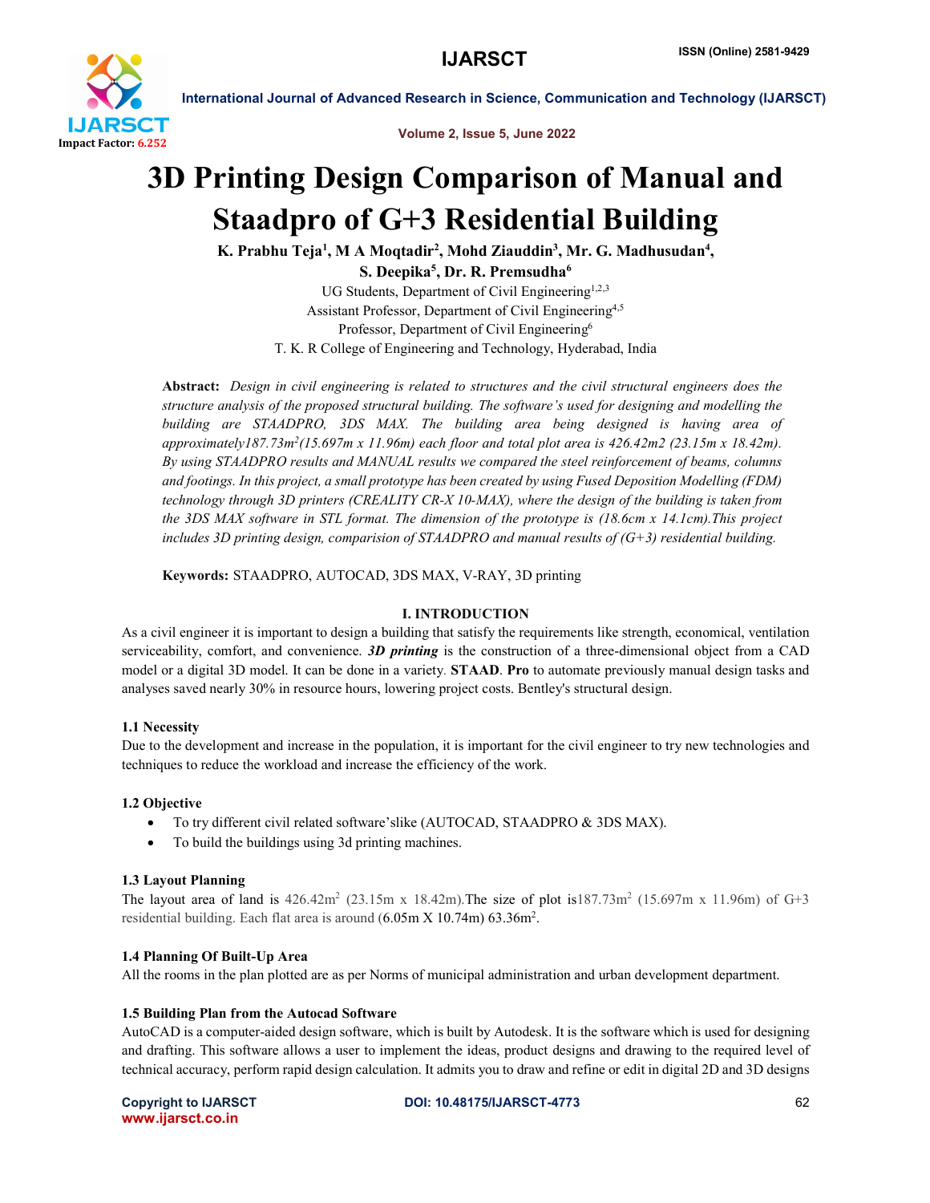# 3D Printing Design Comparison of Manual and Staadpro of G+3 Residential Building

**K. Prabhu Teja[1], M A Moqtadir[2], Mohd Ziauddin[3], Mr. G. Madhusudan[4], S. Deepika[5], Dr. R. Premsudha[6]**

UG Students, Department of Civil Engineering[1,2,3]

Assistant Professor, Department of Civil Engineering[4,5]

Professor, Department of Civil Engineering[6]

T. K. R College of Engineering and Technology, Hyderabad, India

**Abstract:** *Design in civil engineering is related to structures and the civil structural engineers does the structure analysis of the proposed structural building. The software's used for designing and modelling the building are STAADPRO, 3DS MAX. The building area being designed is having area of approximately187.73m$^2$(15.697m x 11.96m) each floor and total plot area is 426.42m2 (23.15m x 18.42m). By using STAADPRO results and MANUAL results we compared the steel reinforcement of beams, columns and footings. In this project, a small prototype has been created by using Fused Deposition Modelling (FDM) technology through 3D printers (CREALITY CR-X 10-MAX), where the design of the building is taken from the 3DS MAX software in STL format. The dimension of the prototype is (18.6cm x 14.1cm).This project includes 3D printing design, comparision of STAADPRO and manual results of (G+3) residential building.*

**Keywords:** STAADPRO, AUTOCAD, 3DS MAX, V-RAY, 3D printing

## I. INTRODUCTION

As a civil engineer it is important to design a building that satisfy the requirements like strength, economical, ventilation serviceability, comfort, and convenience. ***3D printing*** is the construction of a three-dimensional object from a CAD model or a digital 3D model. It can be done in a variety. **STAAD**. **Pro** to automate previously manual design tasks and analyses saved nearly 30% in resource hours, lowering project costs. Bentley's structural design.

### 1.1 Necessity

Due to the development and increase in the population, it is important for the civil engineer to try new technologies and techniques to reduce the workload and increase the efficiency of the work.

### 1.2 Objective

- To try different civil related software'slike (AUTOCAD, STAADPRO & 3DS MAX).
- To build the buildings using 3d printing machines.

### 1.3 Layout Planning

The layout area of land is 426.42m$^2$ (23.15m x 18.42m).The size of plot is187.73m$^2$ (15.697m x 11.96m) of G+3 residential building. Each flat area is around (6.05m X 10.74m) 63.36m$^2$.

### 1.4 Planning Of Built-Up Area

All the rooms in the plan plotted are as per Norms of municipal administration and urban development department.

### 1.5 Building Plan from the Autocad Software

AutoCAD is a computer-aided design software, which is built by Autodesk. It is the software which is used for designing and drafting. This software allows a user to implement the ideas, product designs and drawing to the required level of technical accuracy, perform rapid design calculation. It admits you to draw and refine or edit in digital 2D and 3D designs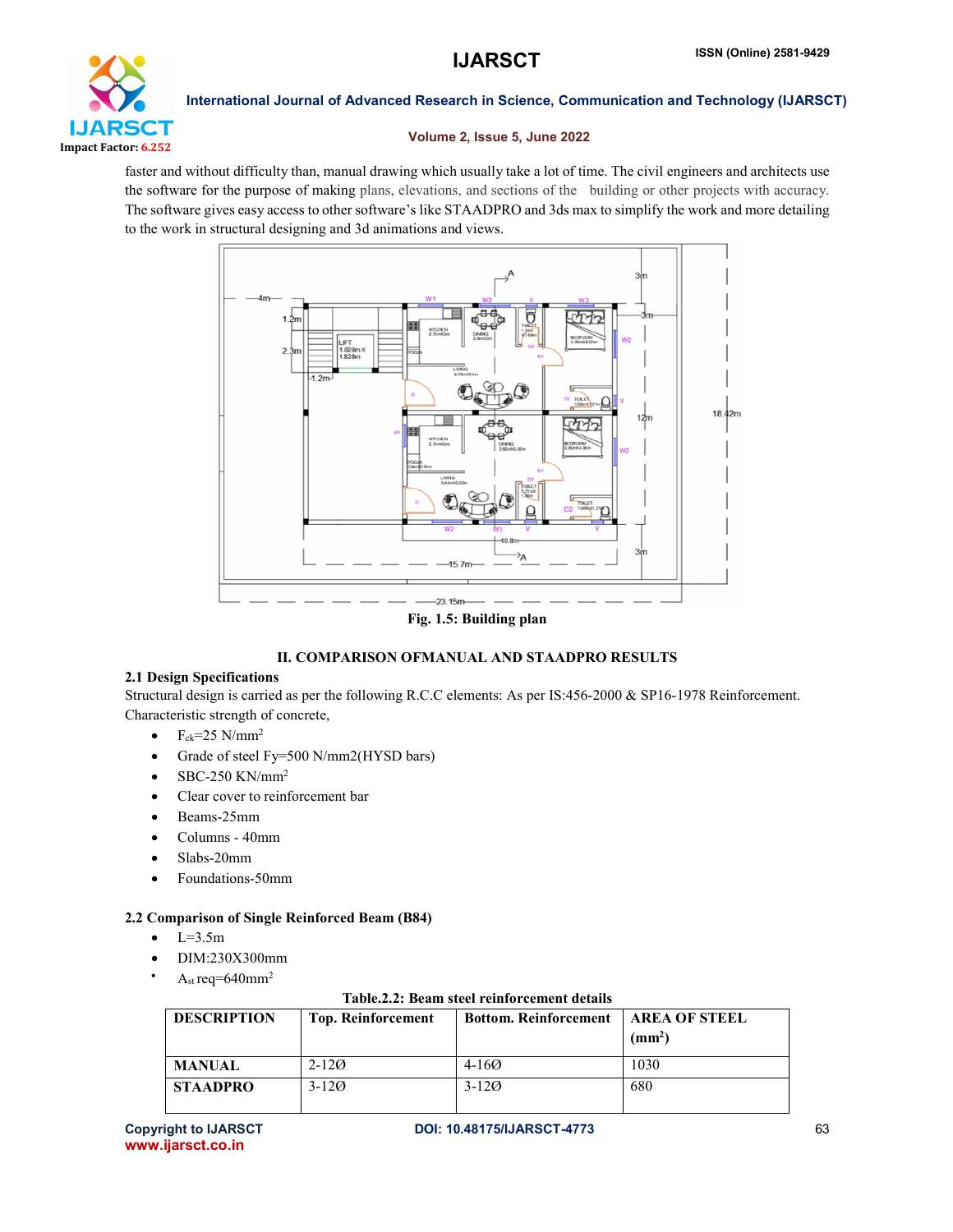faster and without difficulty than, manual drawing which usually take a lot of time. The civil engineers and architects use the software for the purpose of making plans, elevations, and sections of the building or other projects with accuracy. The software gives easy access to other software's like STAADPRO and 3ds max to simplify the work and more detailing to the work in structural designing and 3d animations and views.

Fig. 1.5: Building plan

## II. COMPARISON OFMANUAL AND STAADPRO RESULTS

### 2.1 Design Specifications

Structural design is carried as per the following R.C.C elements: As per IS:456-2000 & SP16-1978 Reinforcement. Characteristic strength of concrete,

- $F_{ck}$=25 N/mm$^2$
- Grade of steel Fy=500 N/mm2(HYSD bars)
- SBC-250 KN/mm$^2$
- Clear cover to reinforcement bar
- Beams-25mm
- Columns - 40mm
- Slabs-20mm
- Foundations-50mm

### 2.2 Comparison of Single Reinforced Beam (B84)

- L=3.5m
- DIM:230X300mm
- $A_{st}$ req=640mm$^2$

**Table.2.2: Beam steel reinforcement details**

| DESCRIPTION | Top. Reinforcement | Bottom. Reinforcement | AREA OF STEEL (mm$^2$) |
|---|---|---|---|
| MANUAL | 2-12Ø | 4-16Ø | 1030 |
| STAADPRO | 3-12Ø | 3-12Ø | 680 |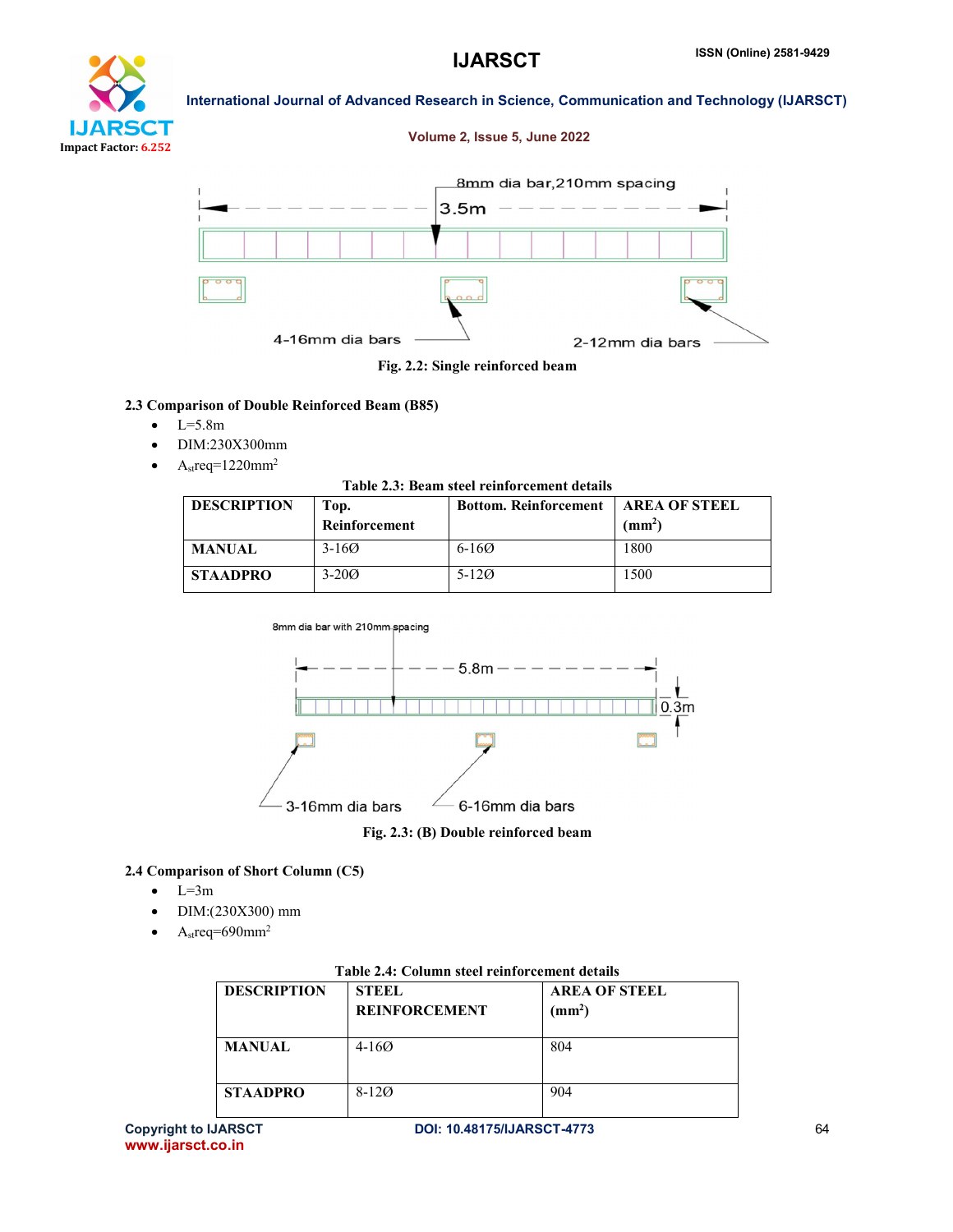Fig. 2.2: Single reinforced beam

### 2.3 Comparison of Double Reinforced Beam (B85)

- L=5.8m
- DIM:230X300mm
- $A_{st}$req=1220mm$^2$

**Table 2.3: Beam steel reinforcement details**

| DESCRIPTION | Top. Reinforcement | Bottom. Reinforcement | AREA OF STEEL (mm$^2$) |
|---|---|---|---|
| MANUAL | 3-16Ø | 6-16Ø | 1800 |
| STAADPRO | 3-20Ø | 5-12Ø | 1500 |

Fig. 2.3: (B) Double reinforced beam

### 2.4 Comparison of Short Column (C5)

- L=3m
- DIM:(230X300) mm
- $A_{st}$req=690mm$^2$

**Table 2.4: Column steel reinforcement details**

| DESCRIPTION | STEEL REINFORCEMENT | AREA OF STEEL (mm$^2$) |
|---|---|---|
| MANUAL | 4-16Ø | 804 |
| STAADPRO | 8-12Ø | 904 |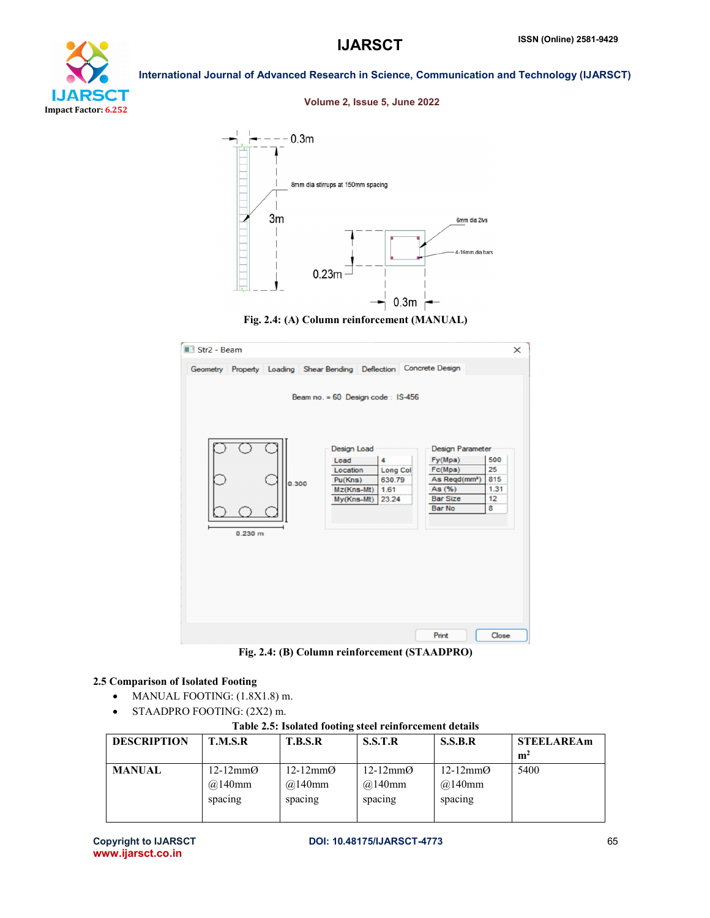Fig. 2.4: (A) Column reinforcement (MANUAL)

Fig. 2.4: (B) Column reinforcement (STAADPRO)

### 2.5 Comparison of Isolated Footing

- MANUAL FOOTING: (1.8X1.8) m.
- STAADPRO FOOTING: (2X2) m.

Table 2.5: Isolated footing steel reinforcement details

| DESCRIPTION | T.M.S.R | T.B.S.R | S.S.T.R | S.S.B.R | STEELAREA $m^2$ |
|---|---|---|---|---|---|
| MANUAL | 12-12mmØ @140mm spacing | 12-12mmØ @140mm spacing | 12-12mmØ @140mm spacing | 12-12mmØ @140mm spacing | 5400 |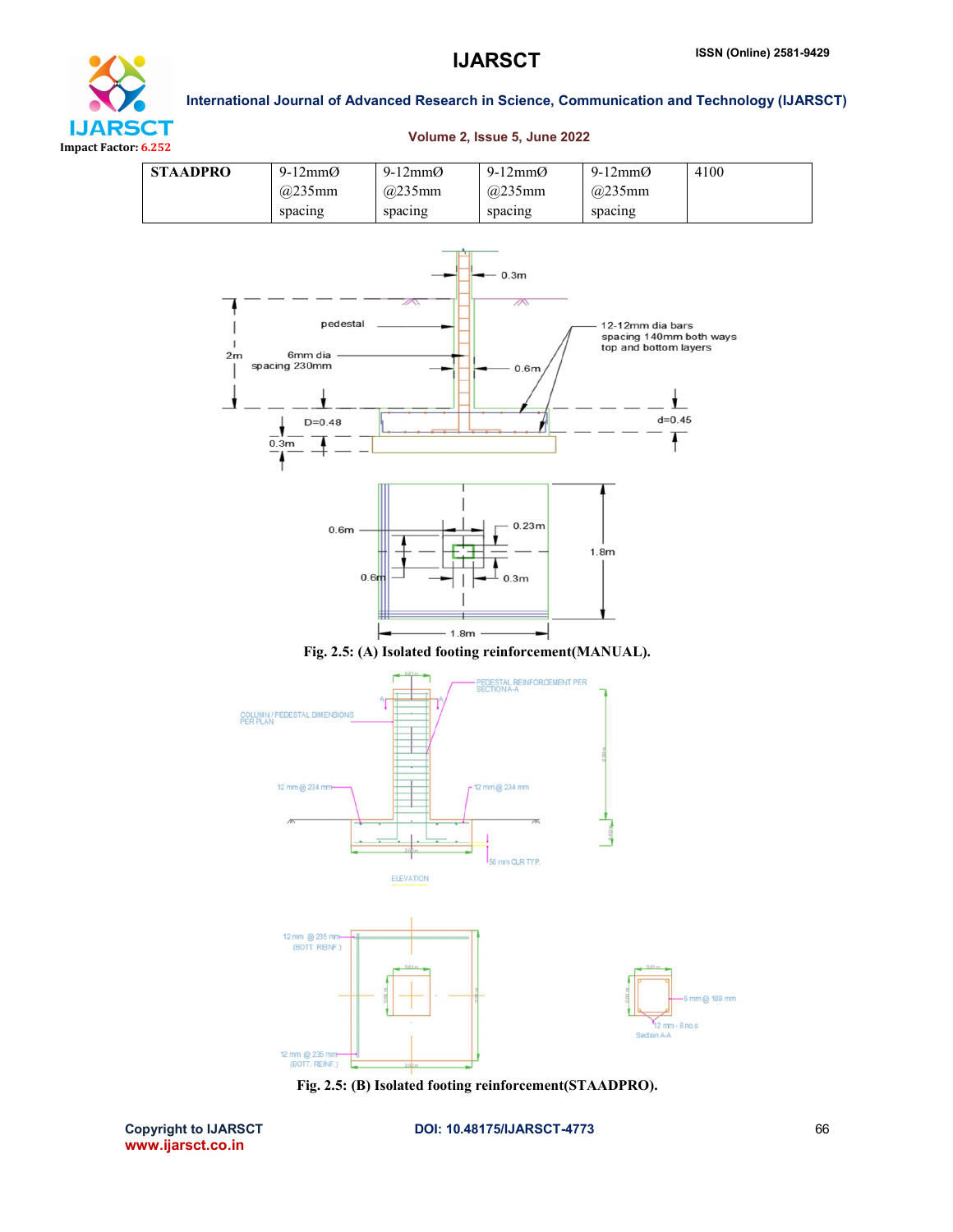| STAADPRO | 9-12mmØ @235mm spacing | 9-12mmØ @235mm spacing | 9-12mmØ @235mm spacing | 9-12mmØ @235mm spacing | 4100 |
|---|---|---|---|---|---|

**Fig. 2.5: (A) Isolated footing reinforcement(MANUAL).**

**Fig. 2.5: (B) Isolated footing reinforcement(STAADPRO).**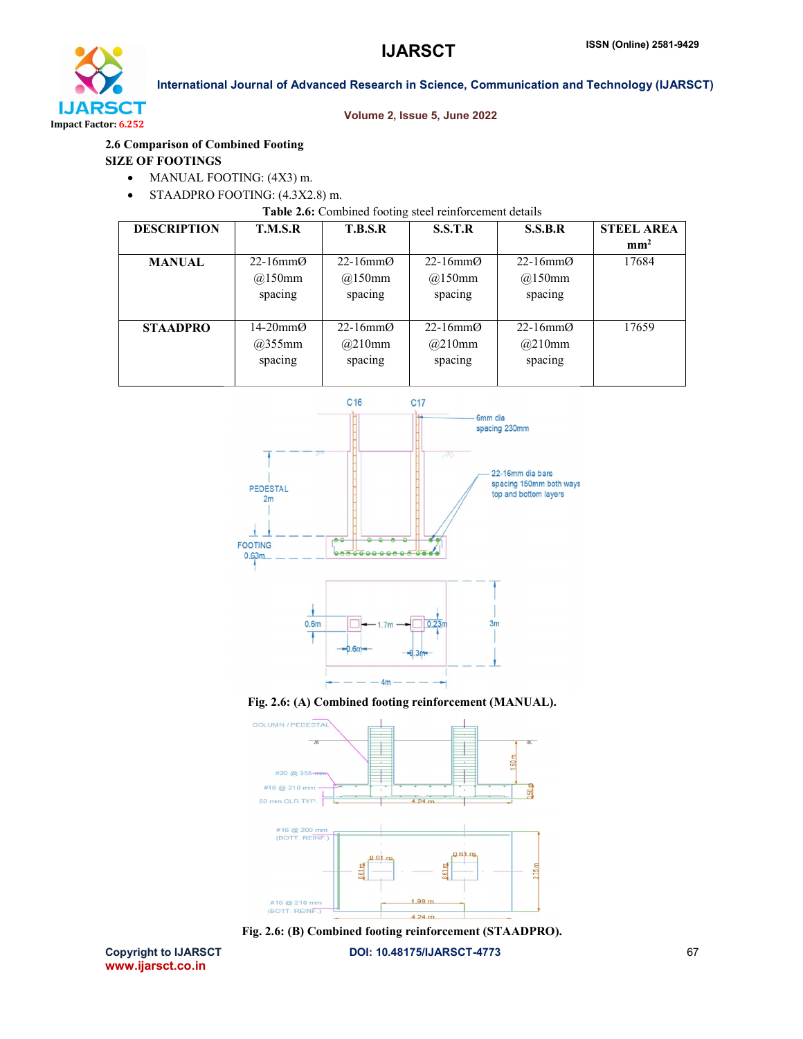## 2.6 Comparison of Combined Footing

**SIZE OF FOOTINGS**

- MANUAL FOOTING: (4X3) m.
- STAADPRO FOOTING: (4.3X2.8) m.

**Table 2.6:** Combined footing steel reinforcement details

| DESCRIPTION | T.M.S.R | T.B.S.R | S.S.T.R | S.S.B.R | STEEL AREA $mm^2$ |
|---|---|---|---|---|---|
| MANUAL | 22-16mmØ @150mm spacing | 22-16mmØ @150mm spacing | 22-16mmØ @150mm spacing | 22-16mmØ @150mm spacing | 17684 |
| STAADPRO | 14-20mmØ @355mm spacing | 22-16mmØ @210mm spacing | 22-16mmØ @210mm spacing | 22-16mmØ @210mm spacing | 17659 |

**Fig. 2.6: (A) Combined footing reinforcement (MANUAL).**

**Fig. 2.6: (B) Combined footing reinforcement (STAADPRO).**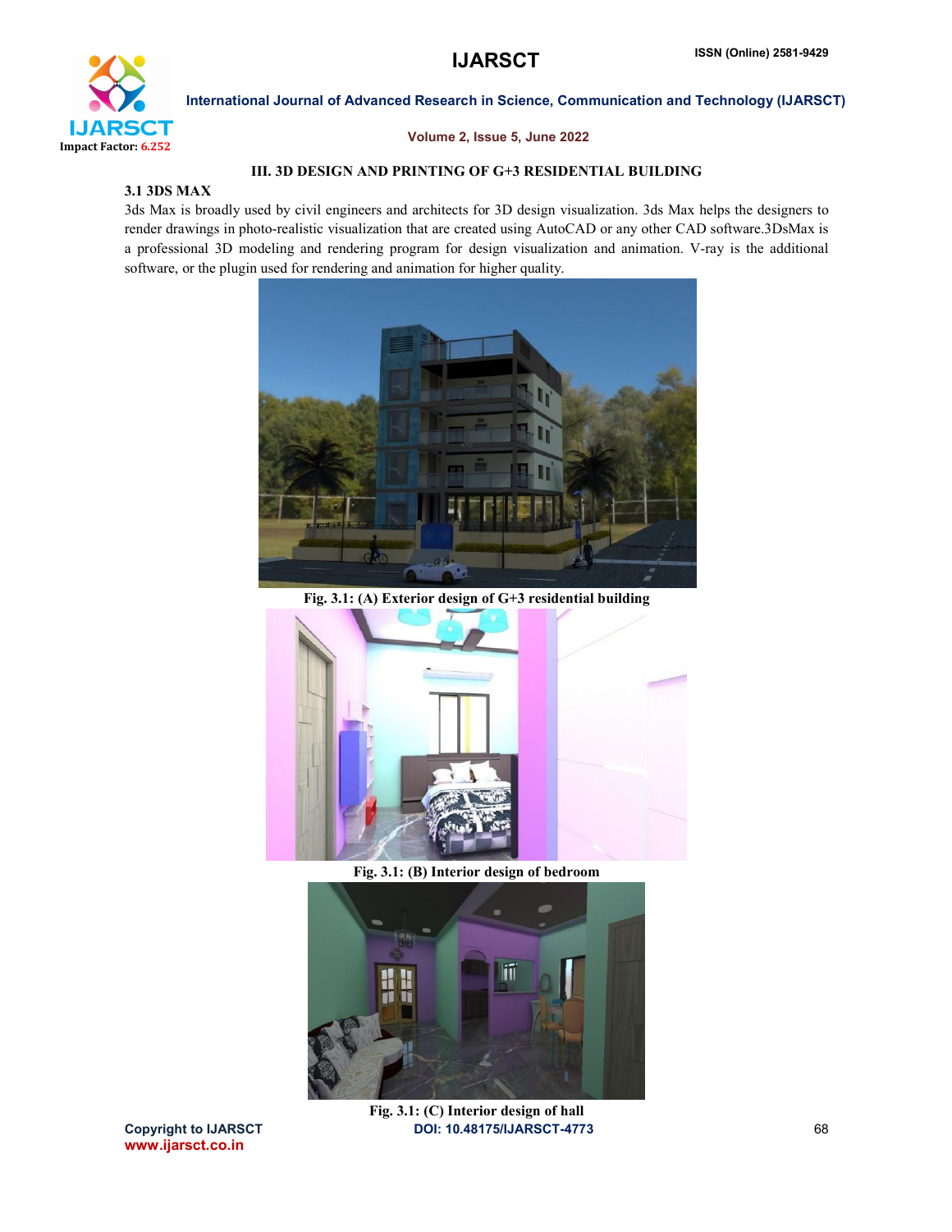## III. 3D DESIGN AND PRINTING OF G+3 RESIDENTIAL BUILDING

### 3.1 3DS MAX

3ds Max is broadly used by civil engineers and architects for 3D design visualization. 3ds Max helps the designers to render drawings in photo-realistic visualization that are created using AutoCAD or any other CAD software.3DsMax is a professional 3D modeling and rendering program for design visualization and animation. V-ray is the additional software, or the plugin used for rendering and animation for higher quality.

**Fig. 3.1: (A) Exterior design of G+3 residential building**

**Fig. 3.1: (B) Interior design of bedroom**

**Fig. 3.1: (C) Interior design of hall**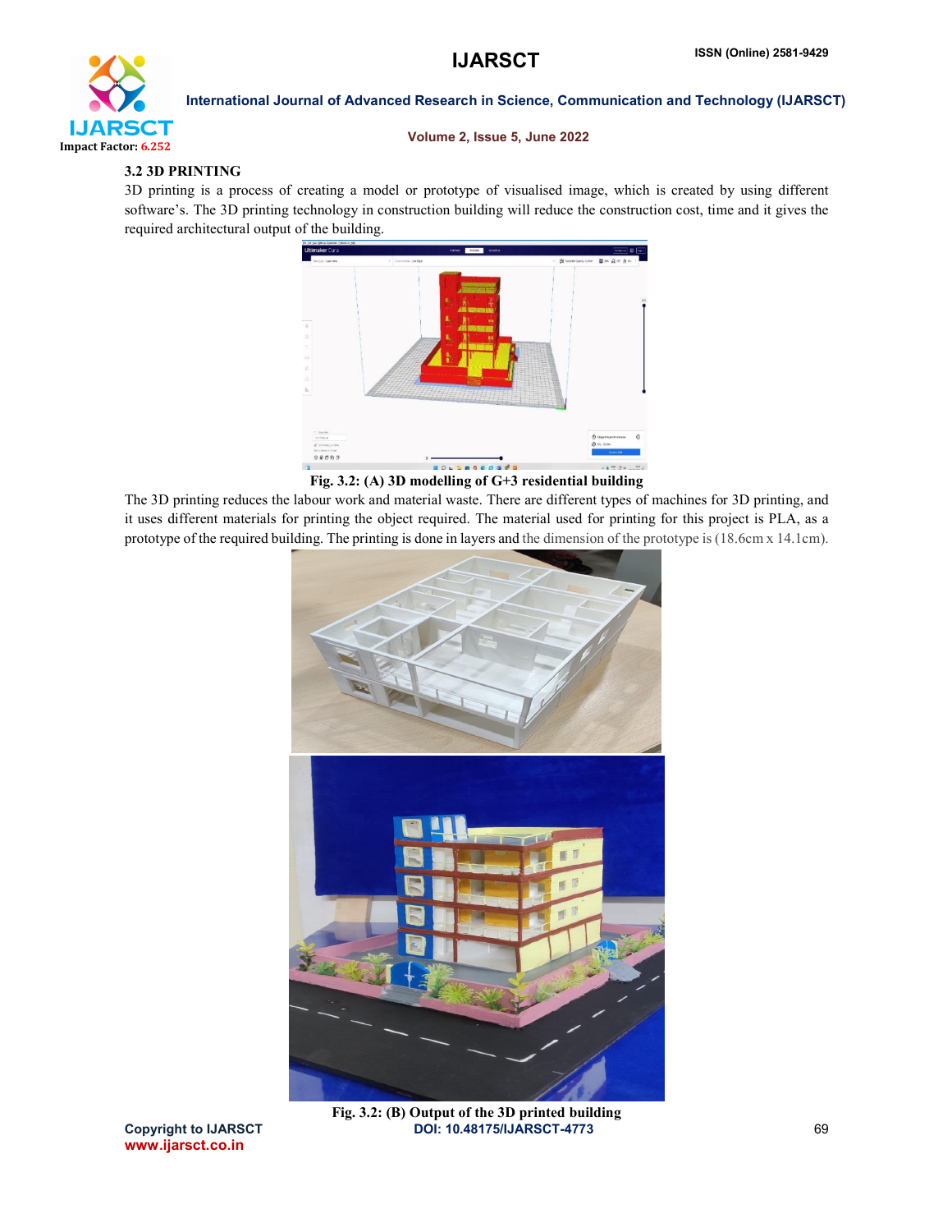### 3.2 3D PRINTING

3D printing is a process of creating a model or prototype of visualised image, which is created by using different software's. The 3D printing technology in construction building will reduce the construction cost, time and it gives the required architectural output of the building.

Fig. 3.2: (A) 3D modelling of G+3 residential building

The 3D printing reduces the labour work and material waste. There are different types of machines for 3D printing, and it uses different materials for printing the object required. The material used for printing for this project is PLA, as a prototype of the required building. The printing is done in layers and the dimension of the prototype is (18.6cm x 14.1cm).

Fig. 3.2: (B) Output of the 3D printed building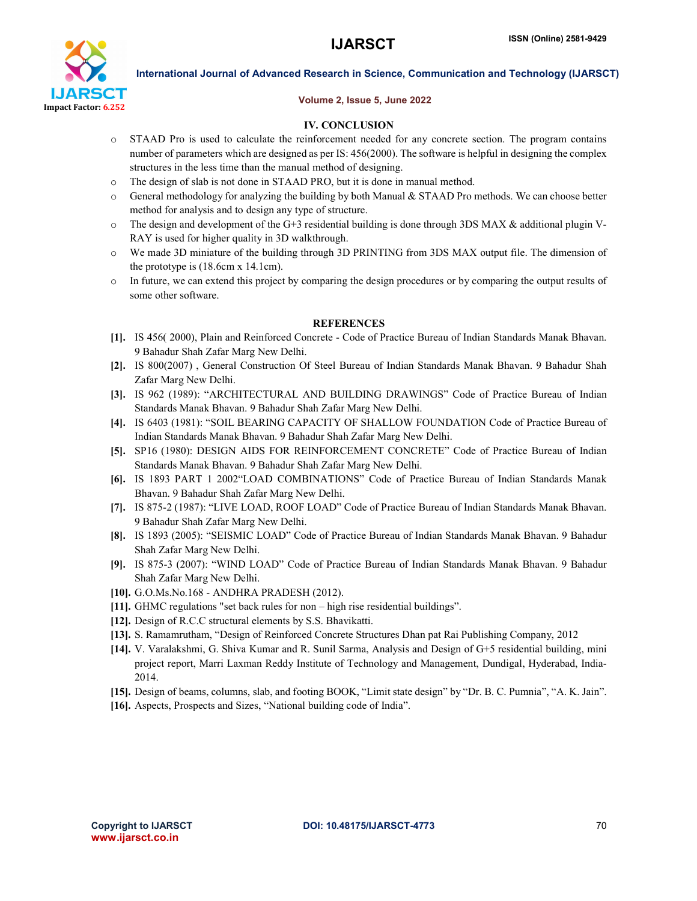## IV. CONCLUSION

- STAAD Pro is used to calculate the reinforcement needed for any concrete section. The program contains number of parameters which are designed as per IS: 456(2000). The software is helpful in designing the complex structures in the less time than the manual method of designing.
- The design of slab is not done in STAAD PRO, but it is done in manual method.
- General methodology for analyzing the building by both Manual & STAAD Pro methods. We can choose better method for analysis and to design any type of structure.
- The design and development of the G+3 residential building is done through 3DS MAX & additional plugin V-RAY is used for higher quality in 3D walkthrough.
- We made 3D miniature of the building through 3D PRINTING from 3DS MAX output file. The dimension of the prototype is (18.6cm x 14.1cm).
- In future, we can extend this project by comparing the design procedures or by comparing the output results of some other software.

## REFERENCES

**[1].** IS 456( 2000), Plain and Reinforced Concrete - Code of Practice Bureau of Indian Standards Manak Bhavan. 9 Bahadur Shah Zafar Marg New Delhi.

**[2].** IS 800(2007) , General Construction Of Steel Bureau of Indian Standards Manak Bhavan. 9 Bahadur Shah Zafar Marg New Delhi.

**[3].** IS 962 (1989): "ARCHITECTURAL AND BUILDING DRAWINGS" Code of Practice Bureau of Indian Standards Manak Bhavan. 9 Bahadur Shah Zafar Marg New Delhi.

**[4].** IS 6403 (1981): "SOIL BEARING CAPACITY OF SHALLOW FOUNDATION Code of Practice Bureau of Indian Standards Manak Bhavan. 9 Bahadur Shah Zafar Marg New Delhi.

**[5].** SP16 (1980): DESIGN AIDS FOR REINFORCEMENT CONCRETE" Code of Practice Bureau of Indian Standards Manak Bhavan. 9 Bahadur Shah Zafar Marg New Delhi.

**[6].** IS 1893 PART 1 2002"LOAD COMBINATIONS" Code of Practice Bureau of Indian Standards Manak Bhavan. 9 Bahadur Shah Zafar Marg New Delhi.

**[7].** IS 875-2 (1987): "LIVE LOAD, ROOF LOAD" Code of Practice Bureau of Indian Standards Manak Bhavan. 9 Bahadur Shah Zafar Marg New Delhi.

**[8].** IS 1893 (2005): "SEISMIC LOAD" Code of Practice Bureau of Indian Standards Manak Bhavan. 9 Bahadur Shah Zafar Marg New Delhi.

**[9].** IS 875-3 (2007): "WIND LOAD" Code of Practice Bureau of Indian Standards Manak Bhavan. 9 Bahadur Shah Zafar Marg New Delhi.

**[10].** G.O.Ms.No.168 - ANDHRA PRADESH (2012).

**[11].** GHMC regulations "set back rules for non – high rise residential buildings".

**[12].** Design of R.C.C structural elements by S.S. Bhavikatti.

**[13].** S. Ramamrutham, "Design of Reinforced Concrete Structures Dhan pat Rai Publishing Company, 2012

**[14].** V. Varalakshmi, G. Shiva Kumar and R. Sunil Sarma, Analysis and Design of G+5 residential building, mini project report, Marri Laxman Reddy Institute of Technology and Management, Dundigal, Hyderabad, India-2014.

**[15].** Design of beams, columns, slab, and footing BOOK, "Limit state design" by "Dr. B. C. Pumnia", "A. K. Jain".

**[16].** Aspects, Prospects and Sizes, "National building code of India".